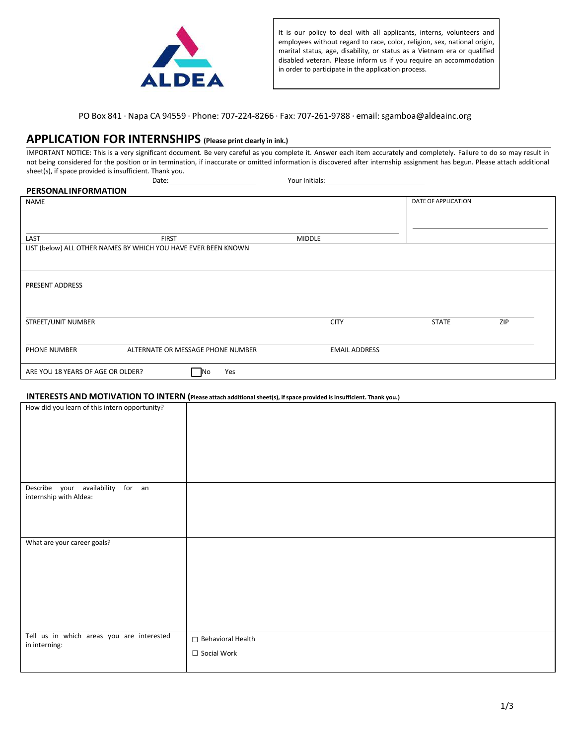ALDEA

It is our policy to deal with all applicants, interns, volunteers and employees without regard to race, color, religion, sex, national origin, marital status, age, disability, or status as a Vietnam era or qualified disabled veteran. Please inform us if you require an accommodation in order to participate in the application process.

PO Box 841 · Napa CA 94559 · Phone: 707-224-8266 · Fax: 707-261-9788 · email: sgamboa@aldeainc.org

## APPLICATION FOR INTERNSHIPS (Please print clearly in ink.)

IMPORTANT NOTICE: This is a very significant document. Be very careful as you complete it. Answer each item accurately and completely. Failure to do so may result in not being considered for the position or in termination, if inaccurate or omitted information is discovered after internship assignment has begun. Please attach additional sheet(s), if space provided is insufficient. Thank you.

Date: ______________________ Your Initials: ______________________

### PERSONAL INFORMATION

| NAME | | | DATE OF APPLICATION |
|---|---|---|---|
| LAST | FIRST | MIDDLE | |
| LIST (below) ALL OTHER NAMES BY WHICH YOU HAVE EVER BEEN KNOWN | | | |

| PRESENT ADDRESS | | | | |
|---|---|---|---|---|
| STREET/UNIT NUMBER | | CITY | STATE | ZIP |
| PHONE NUMBER | ALTERNATE OR MESSAGE PHONE NUMBER | EMAIL ADDRESS | | |
| ARE YOU 18 YEARS OF AGE OR OLDER? | ☐ No Yes | | | |

### INTERESTS AND MOTIVATION TO INTERN (Please attach additional sheet(s), if space provided is insufficient. Thank you.)

| | |
|---|---|
| How did you learn of this intern opportunity? | |
| Describe your availability for an internship with Aldea: | |
| What are your career goals? | |
| Tell us in which areas you are interested in interning: | ☐ Behavioral Health<br>☐ Social Work |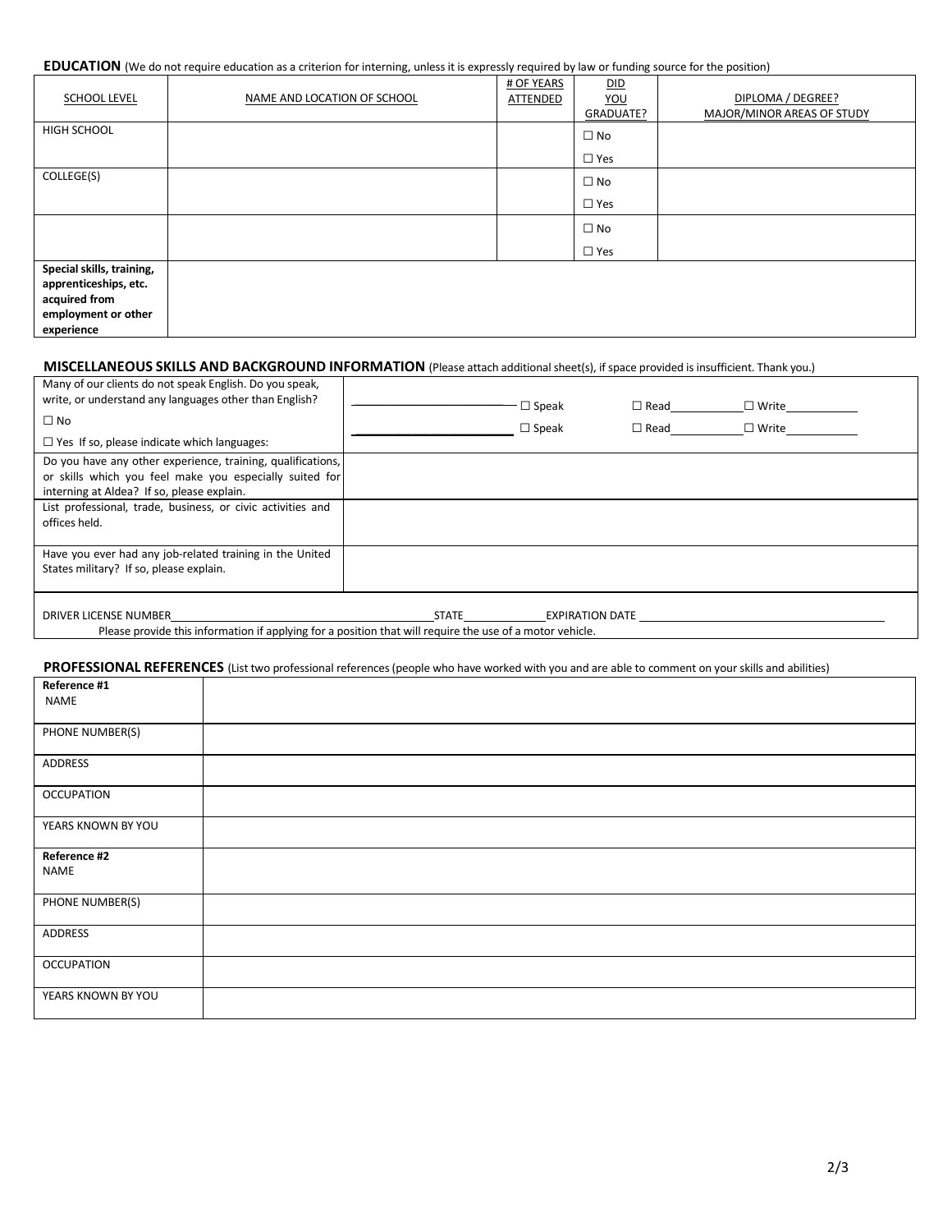**EDUCATION** (We do not require education as a criterion for interning, unless it is expressly required by law or funding source for the position)

| SCHOOL LEVEL | NAME AND LOCATION OF SCHOOL | # OF YEARS ATTENDED | DID YOU GRADUATE? | DIPLOMA / DEGREE? MAJOR/MINOR AREAS OF STUDY |
|---|---|---|---|---|
| HIGH SCHOOL | | | ☐ No ☐ Yes | |
| COLLEGE(S) | | | ☐ No ☐ Yes | |
| | | | ☐ No ☐ Yes | |
| **Special skills, training, apprenticeships, etc. acquired from employment or other experience** | | | | |

**MISCELLANEOUS SKILLS AND BACKGROUND INFORMATION** (Please attach additional sheet(s), if space provided is insufficient. Thank you.)

| | |
|---|---|
| Many of our clients do not speak English. Do you speak, write, or understand any languages other than English? ☐ No ☐ Yes If so, please indicate which languages: | ________ ☐ Speak ☐ Read ________ ☐ Write ________ <br> ________ ☐ Speak ☐ Read ________ ☐ Write ________ |
| Do you have any other experience, training, qualifications, or skills which you feel make you especially suited for interning at Aldea? If so, please explain. | |
| List professional, trade, business, or civic activities and offices held. | |
| Have you ever had any job-related training in the United States military? If so, please explain. | |

DRIVER LICENSE NUMBER________________ STATE________ EXPIRATION DATE ________________

Please provide this information if applying for a position that will require the use of a motor vehicle.

**PROFESSIONAL REFERENCES** (List two professional references (people who have worked with you and are able to comment on your skills and abilities)

| | |
|---|---|
| **Reference #1** NAME | |
| PHONE NUMBER(S) | |
| ADDRESS | |
| OCCUPATION | |
| YEARS KNOWN BY YOU | |
| **Reference #2** NAME | |
| PHONE NUMBER(S) | |
| ADDRESS | |
| OCCUPATION | |
| YEARS KNOWN BY YOU | |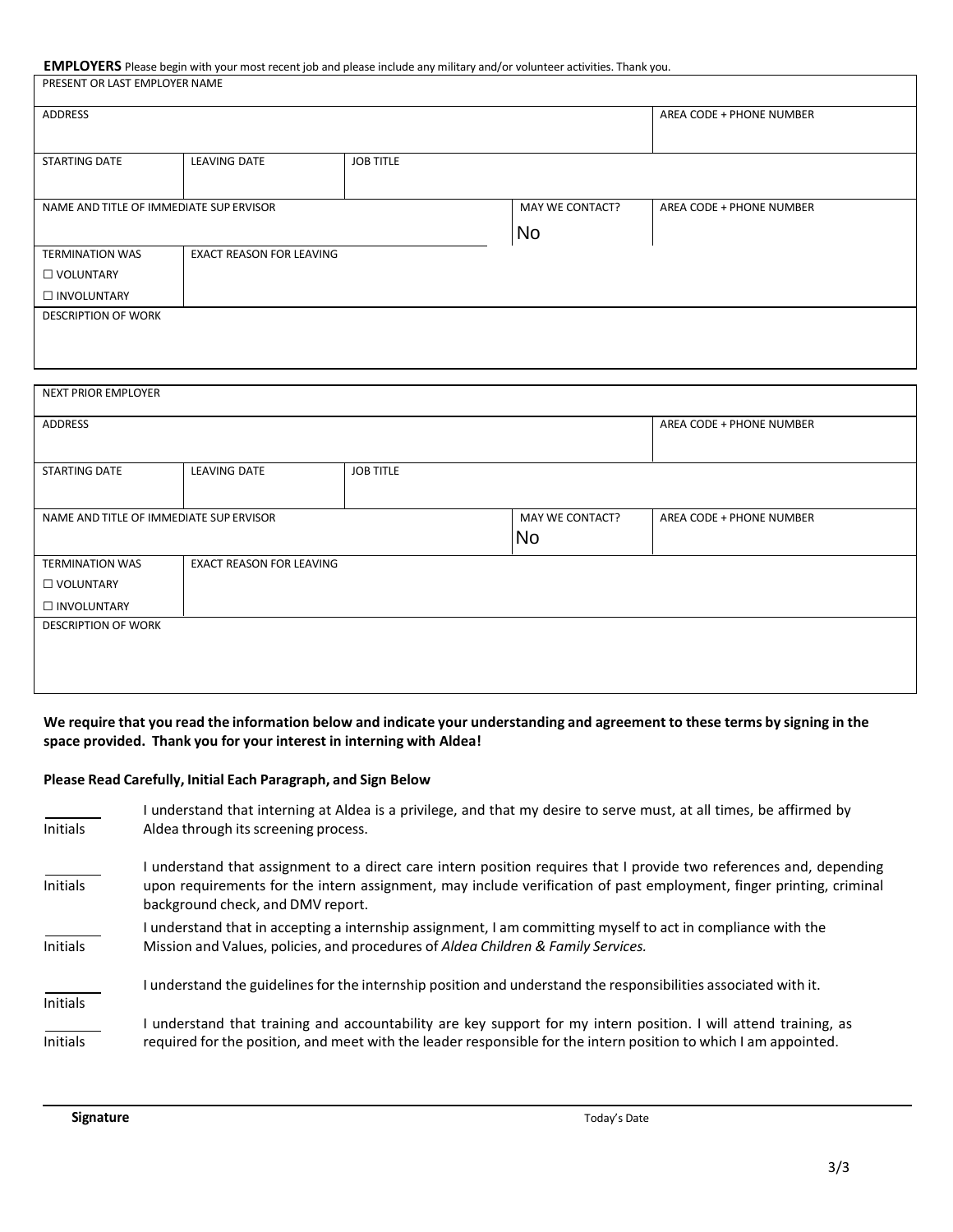**EMPLOYERS** Please begin with your most recent job and please include any military and/or volunteer activities. Thank you.

| PRESENT OR LAST EMPLOYER NAME | | | | |
|---|---|---|---|---|
| ADDRESS | | | | AREA CODE + PHONE NUMBER |
| STARTING DATE | LEAVING DATE | JOB TITLE | | |
| NAME AND TITLE OF IMMEDIATE SUP ERVISOR | | | MAY WE CONTACT? No | AREA CODE + PHONE NUMBER |
| TERMINATION WAS ☐ VOLUNTARY ☐ INVOLUNTARY | EXACT REASON FOR LEAVING | | | |
| DESCRIPTION OF WORK | | | | |

| NEXT PRIOR EMPLOYER | | | | |
|---|---|---|---|---|
| ADDRESS | | | | AREA CODE + PHONE NUMBER |
| STARTING DATE | LEAVING DATE | JOB TITLE | | |
| NAME AND TITLE OF IMMEDIATE SUP ERVISOR | | | MAY WE CONTACT? No | AREA CODE + PHONE NUMBER |
| TERMINATION WAS ☐ VOLUNTARY ☐ INVOLUNTARY | EXACT REASON FOR LEAVING | | | |
| DESCRIPTION OF WORK | | | | |

**We require that you read the information below and indicate your understanding and agreement to these terms by signing in the space provided. Thank you for your interest in interning with Aldea!**

**Please Read Carefully, Initial Each Paragraph, and Sign Below**

_______ Initials — I understand that interning at Aldea is a privilege, and that my desire to serve must, at all times, be affirmed by Aldea through its screening process.

_______ Initials — I understand that assignment to a direct care intern position requires that I provide two references and, depending upon requirements for the intern assignment, may include verification of past employment, finger printing, criminal background check, and DMV report.

_______ Initials — I understand that in accepting a internship assignment, I am committing myself to act in compliance with the Mission and Values, policies, and procedures of *Aldea Children & Family Services.*

_______ Initials — I understand the guidelines for the internship position and understand the responsibilities associated with it.

_______ Initials — I understand that training and accountability are key support for my intern position. I will attend training, as required for the position, and meet with the leader responsible for the intern position to which I am appointed.

---

**Signature** Today's Date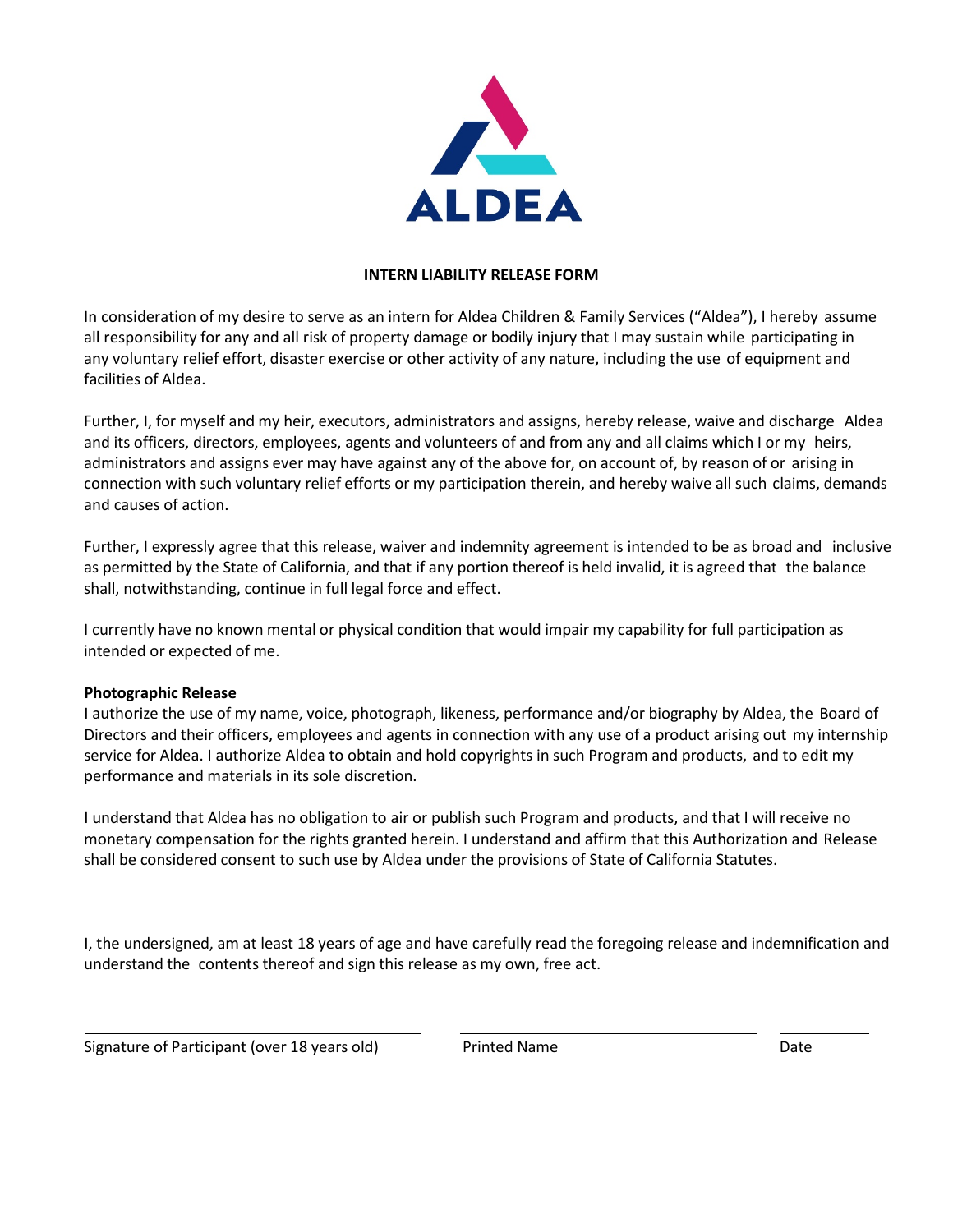ALDEA

**INTERN LIABILITY RELEASE FORM**

In consideration of my desire to serve as an intern for Aldea Children & Family Services ("Aldea"), I hereby assume all responsibility for any and all risk of property damage or bodily injury that I may sustain while participating in any voluntary relief effort, disaster exercise or other activity of any nature, including the use of equipment and facilities of Aldea.

Further, I, for myself and my heir, executors, administrators and assigns, hereby release, waive and discharge Aldea and its officers, directors, employees, agents and volunteers of and from any and all claims which I or my heirs, administrators and assigns ever may have against any of the above for, on account of, by reason of or arising in connection with such voluntary relief efforts or my participation therein, and hereby waive all such claims, demands and causes of action.

Further, I expressly agree that this release, waiver and indemnity agreement is intended to be as broad and inclusive as permitted by the State of California, and that if any portion thereof is held invalid, it is agreed that the balance shall, notwithstanding, continue in full legal force and effect.

I currently have no known mental or physical condition that would impair my capability for full participation as intended or expected of me.

**Photographic Release**

I authorize the use of my name, voice, photograph, likeness, performance and/or biography by Aldea, the Board of Directors and their officers, employees and agents in connection with any use of a product arising out my internship service for Aldea. I authorize Aldea to obtain and hold copyrights in such Program and products, and to edit my performance and materials in its sole discretion.

I understand that Aldea has no obligation to air or publish such Program and products, and that I will receive no monetary compensation for the rights granted herein. I understand and affirm that this Authorization and Release shall be considered consent to such use by Aldea under the provisions of State of California Statutes.

I, the undersigned, am at least 18 years of age and have carefully read the foregoing release and indemnification and understand the contents thereof and sign this release as my own, free act.

| Signature of Participant (over 18 years old) | Printed Name | Date |
|---|---|---|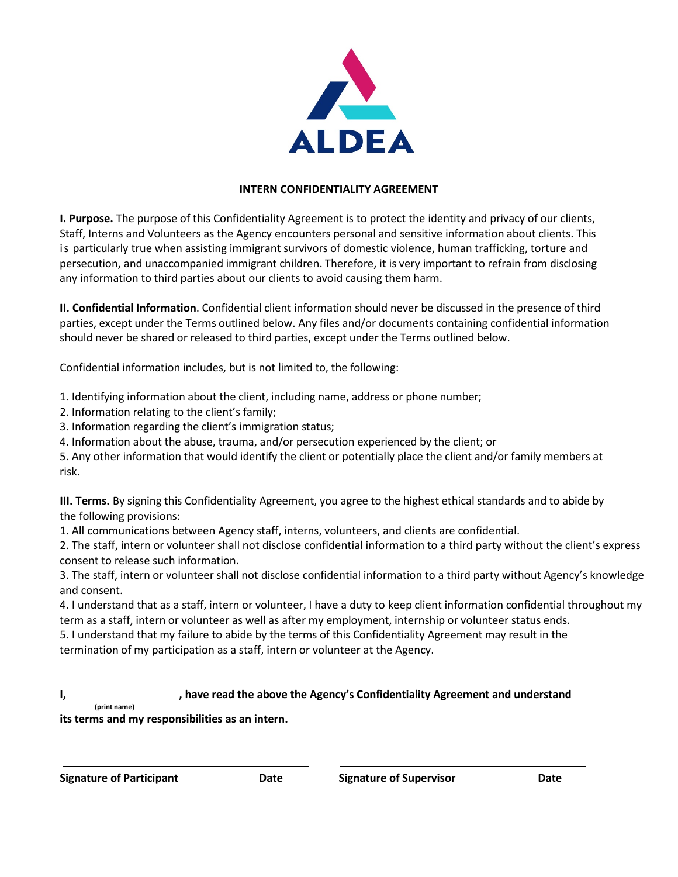ALDEA

**INTERN CONFIDENTIALITY AGREEMENT**

**I. Purpose.** The purpose of this Confidentiality Agreement is to protect the identity and privacy of our clients, Staff, Interns and Volunteers as the Agency encounters personal and sensitive information about clients. This is particularly true when assisting immigrant survivors of domestic violence, human trafficking, torture and persecution, and unaccompanied immigrant children. Therefore, it is very important to refrain from disclosing any information to third parties about our clients to avoid causing them harm.

**II. Confidential Information**. Confidential client information should never be discussed in the presence of third parties, except under the Terms outlined below. Any files and/or documents containing confidential information should never be shared or released to third parties, except under the Terms outlined below.

Confidential information includes, but is not limited to, the following:

1. Identifying information about the client, including name, address or phone number;
2. Information relating to the client's family;
3. Information regarding the client's immigration status;
4. Information about the abuse, trauma, and/or persecution experienced by the client; or
5. Any other information that would identify the client or potentially place the client and/or family members at risk.

**III. Terms.** By signing this Confidentiality Agreement, you agree to the highest ethical standards and to abide by the following provisions:

1. All communications between Agency staff, interns, volunteers, and clients are confidential.
2. The staff, intern or volunteer shall not disclose confidential information to a third party without the client's express consent to release such information.
3. The staff, intern or volunteer shall not disclose confidential information to a third party without Agency's knowledge and consent.
4. I understand that as a staff, intern or volunteer, I have a duty to keep client information confidential throughout my term as a staff, intern or volunteer as well as after my employment, internship or volunteer status ends.
5. I understand that my failure to abide by the terms of this Confidentiality Agreement may result in the termination of my participation as a staff, intern or volunteer at the Agency.

**I, \_\_\_\_\_\_\_\_\_\_\_\_\_\_\_\_\_\_\_\_, have read the above the Agency's Confidentiality Agreement and understand**
**(print name)**
**its terms and my responsibilities as an intern.**

\_\_\_\_\_\_\_\_\_\_\_\_\_\_\_\_\_\_\_\_\_\_\_\_\_\_\_\_\_\_\_\_\_\_\_\_ \_\_\_\_\_\_\_\_\_\_\_\_\_\_\_\_\_\_\_\_\_\_\_\_\_\_\_\_\_\_\_\_\_\_\_\_

**Signature of Participant** **Date** **Signature of Supervisor** **Date**